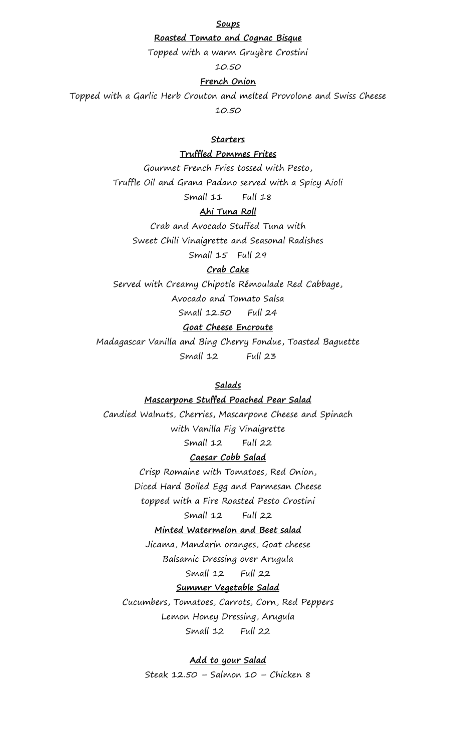## Soups

### Roasted Tomato and Cognac Bisque

Topped with a warm Gruyère Crostini

10.50

### French Onion

Topped with a Garlic Herb Crouton and melted Provolone and Swiss Cheese

10.50

## Starters

### Truffled Pommes Frites

Gourmet French Fries tossed with Pesto,
Truffle Oil and Grana Padano served with a Spicy Aioli

Small 11 Full 18

### Ahi Tuna Roll

Crab and Avocado Stuffed Tuna with
Sweet Chili Vinaigrette and Seasonal Radishes

Small 15 Full 29

### Crab Cake

Served with Creamy Chipotle Rémoulade Red Cabbage,
Avocado and Tomato Salsa

Small 12.50 Full 24

### Goat Cheese Encroute

Madagascar Vanilla and Bing Cherry Fondue, Toasted Baguette

Small 12 Full 23

## Salads

### Mascarpone Stuffed Poached Pear Salad

Candied Walnuts, Cherries, Mascarpone Cheese and Spinach
with Vanilla Fig Vinaigrette

Small 12 Full 22

### Caesar Cobb Salad

Crisp Romaine with Tomatoes, Red Onion,
Diced Hard Boiled Egg and Parmesan Cheese
topped with a Fire Roasted Pesto Crostini

Small 12 Full 22

### Minted Watermelon and Beet salad

Jicama, Mandarin oranges, Goat cheese
Balsamic Dressing over Arugula

Small 12 Full 22

### Summer Vegetable Salad

Cucumbers, Tomatoes, Carrots, Corn, Red Peppers
Lemon Honey Dressing, Arugula

Small 12 Full 22

### Add to your Salad

Steak 12.50 – Salmon 10 – Chicken 8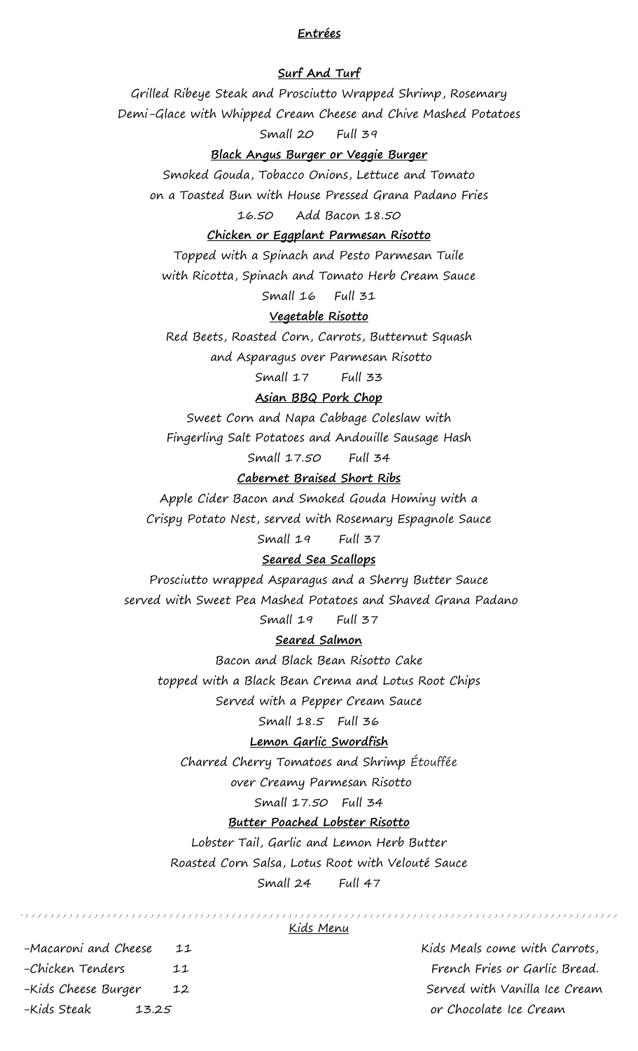## Entrées

### Surf And Turf

Grilled Ribeye Steak and Prosciutto Wrapped Shrimp, Rosemary Demi-Glace with Whipped Cream Cheese and Chive Mashed Potatoes

Small 20 Full 39

### Black Angus Burger or Veggie Burger

Smoked Gouda, Tobacco Onions, Lettuce and Tomato on a Toasted Bun with House Pressed Grana Padano Fries

16.50 Add Bacon 18.50

### Chicken or Eggplant Parmesan Risotto

Topped with a Spinach and Pesto Parmesan Tuile with Ricotta, Spinach and Tomato Herb Cream Sauce

Small 16 Full 31

### Vegetable Risotto

Red Beets, Roasted Corn, Carrots, Butternut Squash and Asparagus over Parmesan Risotto

Small 17 Full 33

### Asian BBQ Pork Chop

Sweet Corn and Napa Cabbage Coleslaw with Fingerling Salt Potatoes and Andouille Sausage Hash

Small 17.50 Full 34

### Cabernet Braised Short Ribs

Apple Cider Bacon and Smoked Gouda Hominy with a Crispy Potato Nest, served with Rosemary Espagnole Sauce

Small 19 Full 37

### Seared Sea Scallops

Prosciutto wrapped Asparagus and a Sherry Butter Sauce served with Sweet Pea Mashed Potatoes and Shaved Grana Padano

Small 19 Full 37

### Seared Salmon

Bacon and Black Bean Risotto Cake topped with a Black Bean Crema and Lotus Root Chips Served with a Pepper Cream Sauce

Small 18.5 Full 36

### Lemon Garlic Swordfish

Charred Cherry Tomatoes and Shrimp Étouffée over Creamy Parmesan Risotto

Small 17.50 Full 34

### Butter Poached Lobster Risotto

Lobster Tail, Garlic and Lemon Herb Butter Roasted Corn Salsa, Lotus Root with Velouté Sauce

Small 24 Full 47

---

## Kids Menu

-Macaroni and Cheese 11
-Chicken Tenders 11
-Kids Cheese Burger 12
-Kids Steak 13.25

Kids Meals come with Carrots, French Fries or Garlic Bread. Served with Vanilla Ice Cream or Chocolate Ice Cream